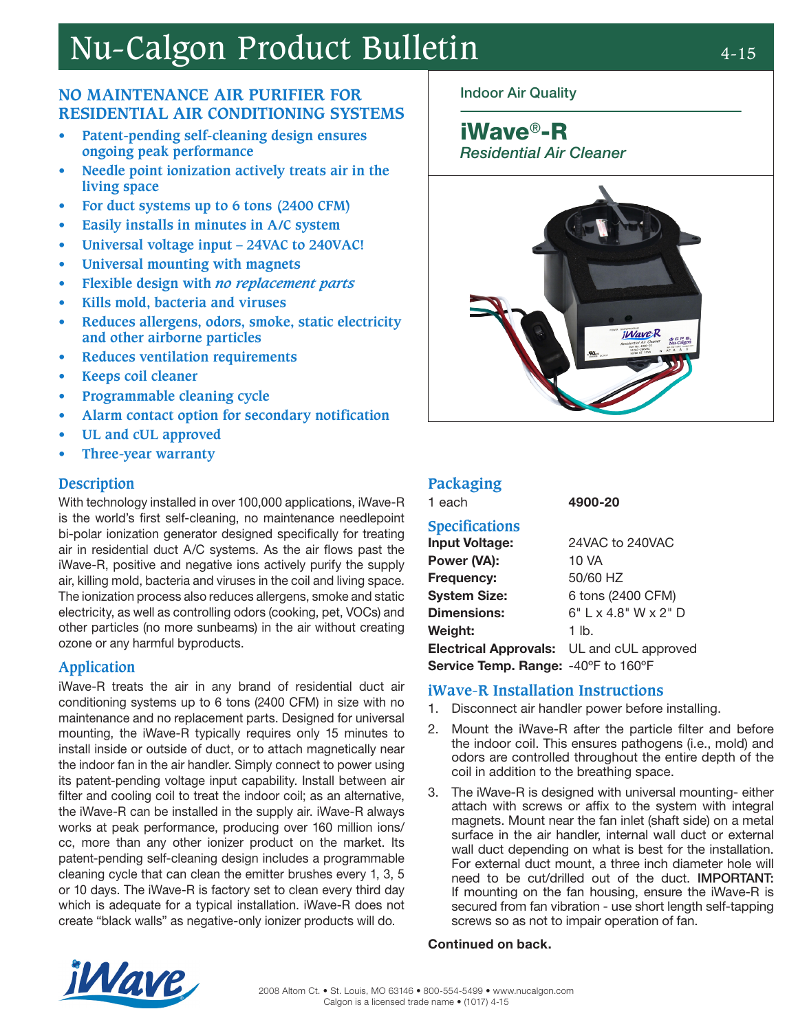# Nu-Calgon Product Bulletin

## NO MAINTENANCE AIR PURIFIER FOR RESIDENTIAL AIR CONDITIONING SYSTEMS

- Patent-pending self-cleaning design ensures ongoing peak performance
- Needle point ionization actively treats air in the living space
- For duct systems up to 6 tons (2400 CFM)
- Easily installs in minutes in A/C system
- Universal voltage input – 24VAC to 240VAC!
- Universal mounting with magnets
- Flexible design with *no replacement parts*
- Kills mold, bacteria and viruses
- Reduces allergens, odors, smoke, static electricity and other airborne particles
- Reduces ventilation requirements
- Keeps coil cleaner
- Programmable cleaning cycle
- Alarm contact option for secondary notification
- UL and cUL approved
- Three-year warranty

Indoor Air Quality

**iWave®-R**
*Residential Air Cleaner*

## Description

With technology installed in over 100,000 applications, iWave-R is the world's first self-cleaning, no maintenance needlepoint bi-polar ionization generator designed specifically for treating air in residential duct A/C systems. As the air flows past the iWave-R, positive and negative ions actively purify the supply air, killing mold, bacteria and viruses in the coil and living space. The ionization process also reduces allergens, smoke and static electricity, as well as controlling odors (cooking, pet, VOCs) and other particles (no more sunbeams) in the air without creating ozone or any harmful byproducts.

## Application

iWave-R treats the air in any brand of residential duct air conditioning systems up to 6 tons (2400 CFM) in size with no maintenance and no replacement parts. Designed for universal mounting, the iWave-R typically requires only 15 minutes to install inside or outside of duct, or to attach magnetically near the indoor fan in the air handler. Simply connect to power using its patent-pending voltage input capability. Install between air filter and cooling coil to treat the indoor coil; as an alternative, the iWave-R can be installed in the supply air. iWave-R always works at peak performance, producing over 160 million ions/cc, more than any other ionizer product on the market. Its patent-pending self-cleaning design includes a programmable cleaning cycle that can clean the emitter brushes every 1, 3, 5 or 10 days. The iWave-R is factory set to clean every third day which is adequate for a typical installation. iWave-R does not create "black walls" as negative-only ionizer products will do.

## Packaging

| | |
|---|---|
| 1 each | **4900-20** |

## Specifications

| | |
|---|---|
| **Input Voltage:** | 24VAC to 240VAC |
| **Power (VA):** | 10 VA |
| **Frequency:** | 50/60 HZ |
| **System Size:** | 6 tons (2400 CFM) |
| **Dimensions:** | 6" L x 4.8" W x 2" D |
| **Weight:** | 1 lb. |
| **Electrical Approvals:** | UL and cUL approved |
| **Service Temp. Range:** | -40ºF to 160ºF |

## iWave-R Installation Instructions

1. Disconnect air handler power before installing.
2. Mount the iWave-R after the particle filter and before the indoor coil. This ensures pathogens (i.e., mold) and odors are controlled throughout the entire depth of the coil in addition to the breathing space.
3. The iWave-R is designed with universal mounting- either attach with screws or affix to the system with integral magnets. Mount near the fan inlet (shaft side) on a metal surface in the air handler, internal wall duct or external wall duct depending on what is best for the installation. For external duct mount, a three inch diameter hole will need to be cut/drilled out of the duct. **IMPORTANT:** If mounting on the fan housing, ensure the iWave-R is secured from fan vibration - use short length self-tapping screws so as not to impair operation of fan.

**Continued on back.**

2008 Altom Ct. • St. Louis, MO 63146 • 800-554-5499 • www.nucalgon.com
Calgon is a licensed trade name • (1017) 4-15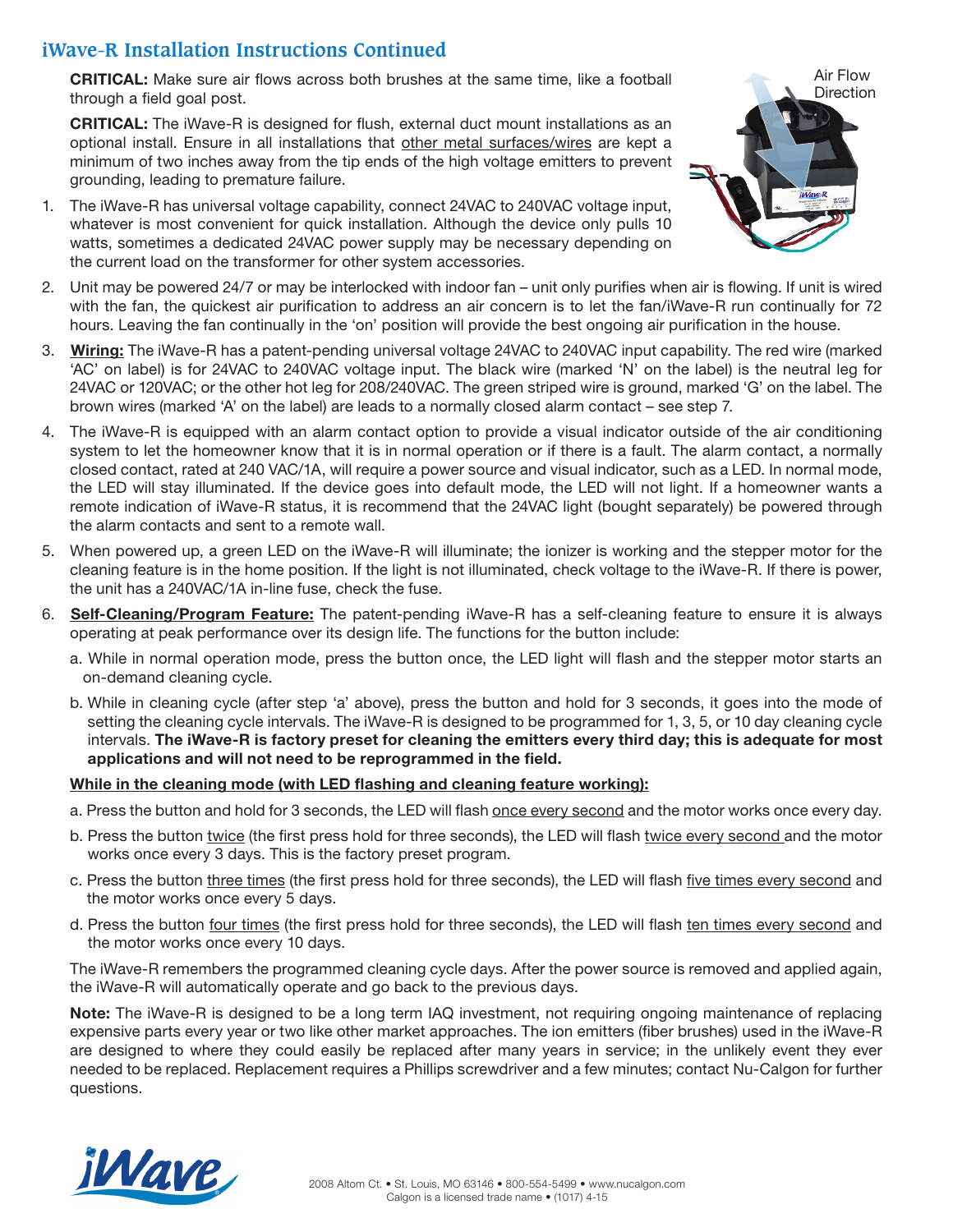## iWave-R Installation Instructions Continued

**CRITICAL:** Make sure air flows across both brushes at the same time, like a football through a field goal post.

**CRITICAL:** The iWave-R is designed for flush, external duct mount installations as an optional install. Ensure in all installations that <u>other metal surfaces/wires</u> are kept a minimum of two inches away from the tip ends of the high voltage emitters to prevent grounding, leading to premature failure.

Air Flow Direction

1. The iWave-R has universal voltage capability, connect 24VAC to 240VAC voltage input, whatever is most convenient for quick installation. Although the device only pulls 10 watts, sometimes a dedicated 24VAC power supply may be necessary depending on the current load on the transformer for other system accessories.
2. Unit may be powered 24/7 or may be interlocked with indoor fan – unit only purifies when air is flowing. If unit is wired with the fan, the quickest air purification to address an air concern is to let the fan/iWave-R run continually for 72 hours. Leaving the fan continually in the 'on' position will provide the best ongoing air purification in the house.
3. **<u>Wiring:</u>** The iWave-R has a patent-pending universal voltage 24VAC to 240VAC input capability. The red wire (marked 'AC' on label) is for 24VAC to 240VAC voltage input. The black wire (marked 'N' on the label) is the neutral leg for 24VAC or 120VAC; or the other hot leg for 208/240VAC. The green striped wire is ground, marked 'G' on the label. The brown wires (marked 'A' on the label) are leads to a normally closed alarm contact – see step 7.
4. The iWave-R is equipped with an alarm contact option to provide a visual indicator outside of the air conditioning system to let the homeowner know that it is in normal operation or if there is a fault. The alarm contact, a normally closed contact, rated at 240 VAC/1A, will require a power source and visual indicator, such as a LED. In normal mode, the LED will stay illuminated. If the device goes into default mode, the LED will not light. If a homeowner wants a remote indication of iWave-R status, it is recommend that the 24VAC light (bought separately) be powered through the alarm contacts and sent to a remote wall.
5. When powered up, a green LED on the iWave-R will illuminate; the ionizer is working and the stepper motor for the cleaning feature is in the home position. If the light is not illuminated, check voltage to the iWave-R. If there is power, the unit has a 240VAC/1A in-line fuse, check the fuse.
6. **<u>Self-Cleaning/Program Feature:</u>** The patent-pending iWave-R has a self-cleaning feature to ensure it is always operating at peak performance over its design life. The functions for the button include:

   a. While in normal operation mode, press the button once, the LED light will flash and the stepper motor starts an on-demand cleaning cycle.

   b. While in cleaning cycle (after step 'a' above), press the button and hold for 3 seconds, it goes into the mode of setting the cleaning cycle intervals. The iWave-R is designed to be programmed for 1, 3, 5, or 10 day cleaning cycle intervals. **The iWave-R is factory preset for cleaning the emitters every third day; this is adequate for most applications and will not need to be reprogrammed in the field.**

   **<u>While in the cleaning mode (with LED flashing and cleaning feature working):</u>**

   a. Press the button and hold for 3 seconds, the LED will flash <u>once every second</u> and the motor works once every day.

   b. Press the button <u>twice</u> (the first press hold for three seconds), the LED will flash <u>twice every second</u> and the motor works once every 3 days. This is the factory preset program.

   c. Press the button <u>three times</u> (the first press hold for three seconds), the LED will flash <u>five times every second</u> and the motor works once every 5 days.

   d. Press the button <u>four times</u> (the first press hold for three seconds), the LED will flash <u>ten times every second</u> and the motor works once every 10 days.

   The iWave-R remembers the programmed cleaning cycle days. After the power source is removed and applied again, the iWave-R will automatically operate and go back to the previous days.

   **Note:** The iWave-R is designed to be a long term IAQ investment, not requiring ongoing maintenance of replacing expensive parts every year or two like other market approaches. The ion emitters (fiber brushes) used in the iWave-R are designed to where they could easily be replaced after many years in service; in the unlikely event they ever needed to be replaced. Replacement requires a Phillips screwdriver and a few minutes; contact Nu-Calgon for further questions.

iWave

2008 Altom Ct. • St. Louis, MO 63146 • 800-554-5499 • www.nucalgon.com
Calgon is a licensed trade name • (1017) 4-15